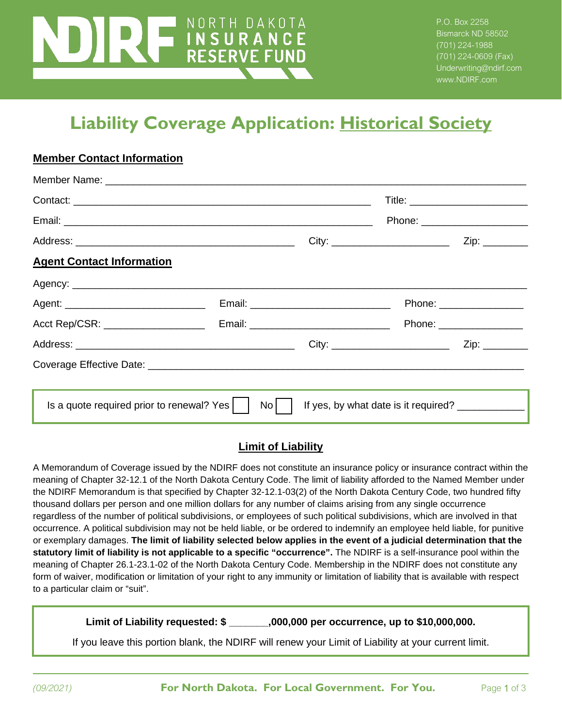NDIRF NORTH DAKOTA INSURANCE RESERVE FUND

P.O. Box 2258
Bismarck ND 58502
(701) 224-1988
(701) 224-0609 (Fax)
Underwriting@ndirf.com
www.NDIRF.com

# Liability Coverage Application: Historical Society

## Member Contact Information

Member Name: ___________________________________________________________________________

Contact: _____________________________________________________ Title: _____________________

Email: ________________________________________________________ Phone: ___________________

Address: ________________________________________ City: _____________________ Zip: ________

## Agent Contact Information

Agency: _____________________________________________________________________________

Agent: _________________________ Email: _________________________ Phone: _______________

Acct Rep/CSR: __________________ Email: _________________________ Phone: _______________

Address: ________________________________________ City: _____________________ Zip: ________

Coverage Effective Date: ______________________________________________________________

Is a quote required prior to renewal? Yes ☐ No ☐ If yes, by what date is it required? ___________

## Limit of Liability

A Memorandum of Coverage issued by the NDIRF does not constitute an insurance policy or insurance contract within the meaning of Chapter 32-12.1 of the North Dakota Century Code. The limit of liability afforded to the Named Member under the NDIRF Memorandum is that specified by Chapter 32-12.1-03(2) of the North Dakota Century Code, two hundred fifty thousand dollars per person and one million dollars for any number of claims arising from any single occurrence regardless of the number of political subdivisions, or employees of such political subdivisions, which are involved in that occurrence. A political subdivision may not be held liable, or be ordered to indemnify an employee held liable, for punitive or exemplary damages. **The limit of liability selected below applies in the event of a judicial determination that the statutory limit of liability is not applicable to a specific "occurrence".** The NDIRF is a self-insurance pool within the meaning of Chapter 26.1-23.1-02 of the North Dakota Century Code. Membership in the NDIRF does not constitute any form of waiver, modification or limitation of your right to any immunity or limitation of liability that is available with respect to a particular claim or "suit".

**Limit of Liability requested: $ _______,000,000 per occurrence, up to $10,000,000.**

If you leave this portion blank, the NDIRF will renew your Limit of Liability at your current limit.

(09/2021) **For North Dakota. For Local Government. For You.**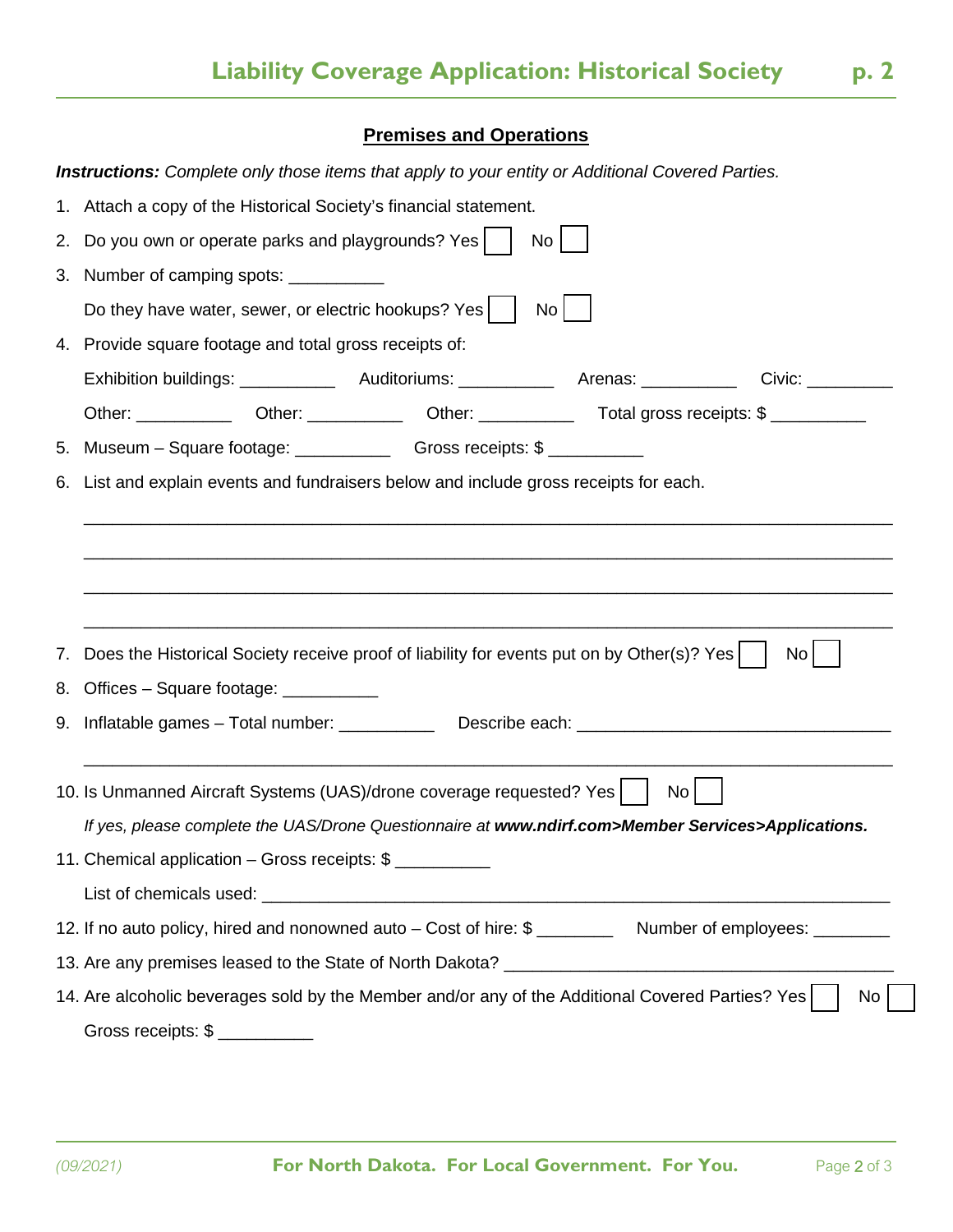## Premises and Operations

***Instructions:*** *Complete only those items that apply to your entity or Additional Covered Parties.*

1. Attach a copy of the Historical Society's financial statement.
2. Do you own or operate parks and playgrounds? Yes ☐ No ☐
3. Number of camping spots: __________

   Do they have water, sewer, or electric hookups? Yes ☐ No ☐
4. Provide square footage and total gross receipts of:

   Exhibition buildings: __________ Auditoriums: __________ Arenas: __________ Civic: _________

   Other: __________ Other: __________ Other: __________ Total gross receipts: $ __________
5. Museum – Square footage: __________ Gross receipts: $ __________
6. List and explain events and fundraisers below and include gross receipts for each.

   ________________________________________________________________________________

   ________________________________________________________________________________

   ________________________________________________________________________________

   ________________________________________________________________________________
7. Does the Historical Society receive proof of liability for events put on by Other(s)? Yes ☐ No ☐
8. Offices – Square footage: __________
9. Inflatable games – Total number: __________ Describe each: _________________________________

   ________________________________________________________________________________
10. Is Unmanned Aircraft Systems (UAS)/drone coverage requested? Yes ☐ No ☐

    *If yes, please complete the UAS/Drone Questionnaire at **www.ndirf.com>Member Services>Applications.***
11. Chemical application – Gross receipts: $ __________

    List of chemicals used: ____________________________________________________________________
12. If no auto policy, hired and nonowned auto – Cost of hire: $ ________ Number of employees: ________
13. Are any premises leased to the State of North Dakota? ________________________________________
14. Are alcoholic beverages sold by the Member and/or any of the Additional Covered Parties? Yes ☐ No ☐

    Gross receipts: $ __________

*(09/2021)*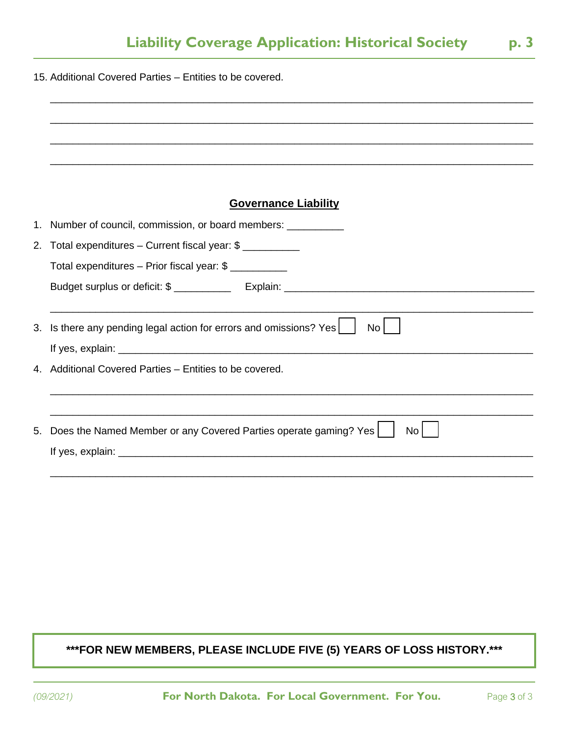15. Additional Covered Parties – Entities to be covered.

\_\_\_\_\_\_\_\_\_\_\_\_\_\_\_\_\_\_\_\_\_\_\_\_\_\_\_\_\_\_\_\_\_\_\_\_\_\_\_\_\_\_\_\_\_\_\_\_\_\_\_\_\_\_\_\_\_\_\_\_\_\_\_\_\_\_\_\_\_\_\_\_

\_\_\_\_\_\_\_\_\_\_\_\_\_\_\_\_\_\_\_\_\_\_\_\_\_\_\_\_\_\_\_\_\_\_\_\_\_\_\_\_\_\_\_\_\_\_\_\_\_\_\_\_\_\_\_\_\_\_\_\_\_\_\_\_\_\_\_\_\_\_\_\_

\_\_\_\_\_\_\_\_\_\_\_\_\_\_\_\_\_\_\_\_\_\_\_\_\_\_\_\_\_\_\_\_\_\_\_\_\_\_\_\_\_\_\_\_\_\_\_\_\_\_\_\_\_\_\_\_\_\_\_\_\_\_\_\_\_\_\_\_\_\_\_\_

\_\_\_\_\_\_\_\_\_\_\_\_\_\_\_\_\_\_\_\_\_\_\_\_\_\_\_\_\_\_\_\_\_\_\_\_\_\_\_\_\_\_\_\_\_\_\_\_\_\_\_\_\_\_\_\_\_\_\_\_\_\_\_\_\_\_\_\_\_\_\_\_

## Governance Liability

1. Number of council, commission, or board members: __________
2. Total expenditures – Current fiscal year: $ __________

   Total expenditures – Prior fiscal year: $ __________

   Budget surplus or deficit: $ __________ Explain: ______________________________________________

   \_\_\_\_\_\_\_\_\_\_\_\_\_\_\_\_\_\_\_\_\_\_\_\_\_\_\_\_\_\_\_\_\_\_\_\_\_\_\_\_\_\_\_\_\_\_\_\_\_\_\_\_\_\_\_\_\_\_\_\_\_\_\_\_\_\_\_\_\_\_\_\_
3. Is there any pending legal action for errors and omissions? Yes ☐ No ☐

   If yes, explain: ______________________________________________________________________
4. Additional Covered Parties – Entities to be covered.

   \_\_\_\_\_\_\_\_\_\_\_\_\_\_\_\_\_\_\_\_\_\_\_\_\_\_\_\_\_\_\_\_\_\_\_\_\_\_\_\_\_\_\_\_\_\_\_\_\_\_\_\_\_\_\_\_\_\_\_\_\_\_\_\_\_\_\_\_\_\_\_\_

   \_\_\_\_\_\_\_\_\_\_\_\_\_\_\_\_\_\_\_\_\_\_\_\_\_\_\_\_\_\_\_\_\_\_\_\_\_\_\_\_\_\_\_\_\_\_\_\_\_\_\_\_\_\_\_\_\_\_\_\_\_\_\_\_\_\_\_\_\_\_\_\_
5. Does the Named Member or any Covered Parties operate gaming? Yes ☐ No ☐

   If yes, explain: ______________________________________________________________________

   \_\_\_\_\_\_\_\_\_\_\_\_\_\_\_\_\_\_\_\_\_\_\_\_\_\_\_\_\_\_\_\_\_\_\_\_\_\_\_\_\_\_\_\_\_\_\_\_\_\_\_\_\_\_\_\_\_\_\_\_\_\_\_\_\_\_\_\_\_\_\_\_

**\*\*\*FOR NEW MEMBERS, PLEASE INCLUDE FIVE (5) YEARS OF LOSS HISTORY.\*\*\***

*(09/2021)*